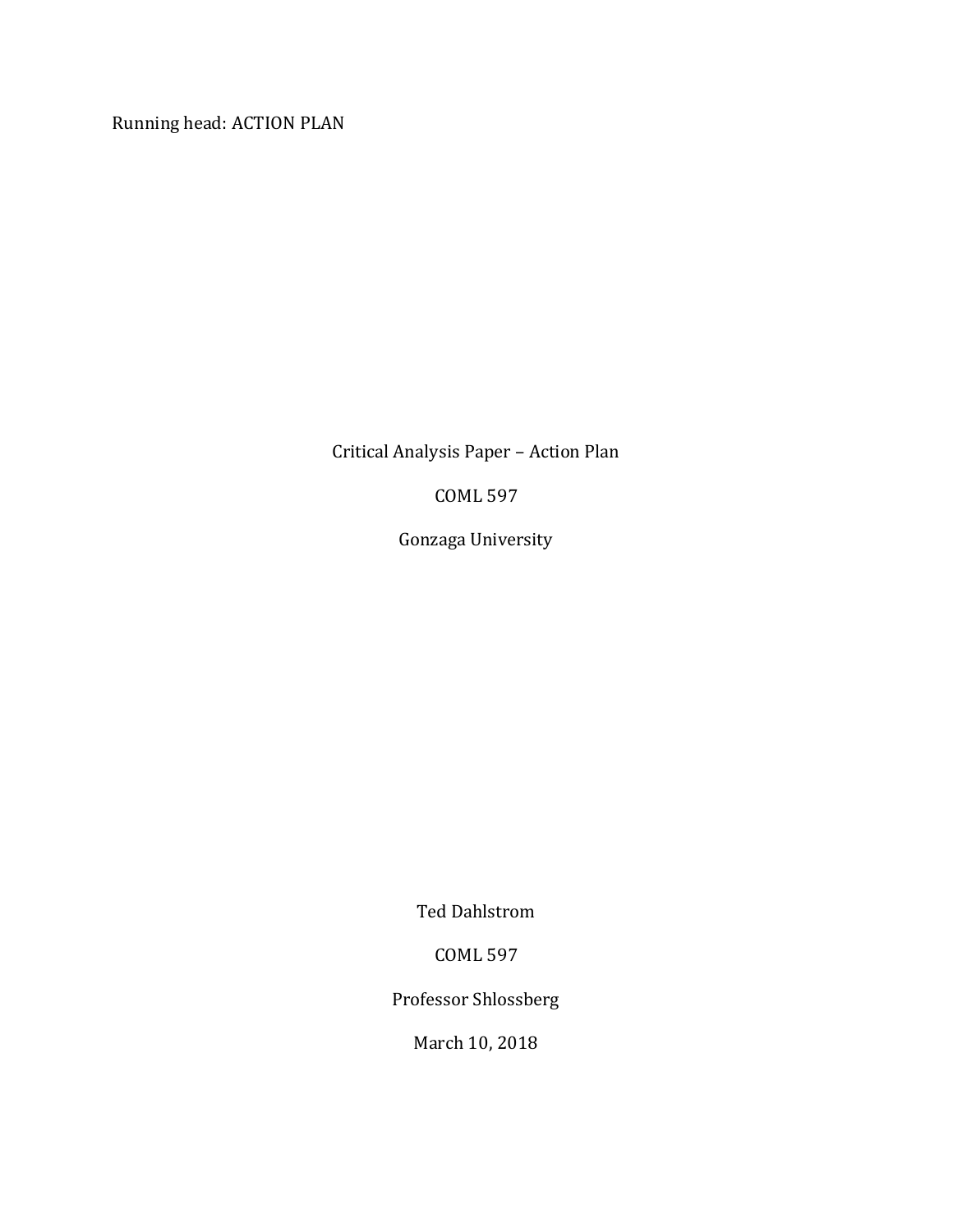Critical Analysis Paper – Action Plan

COML 597

Gonzaga University

Ted Dahlstrom

COML 597

Professor Shlossberg

March 10, 2018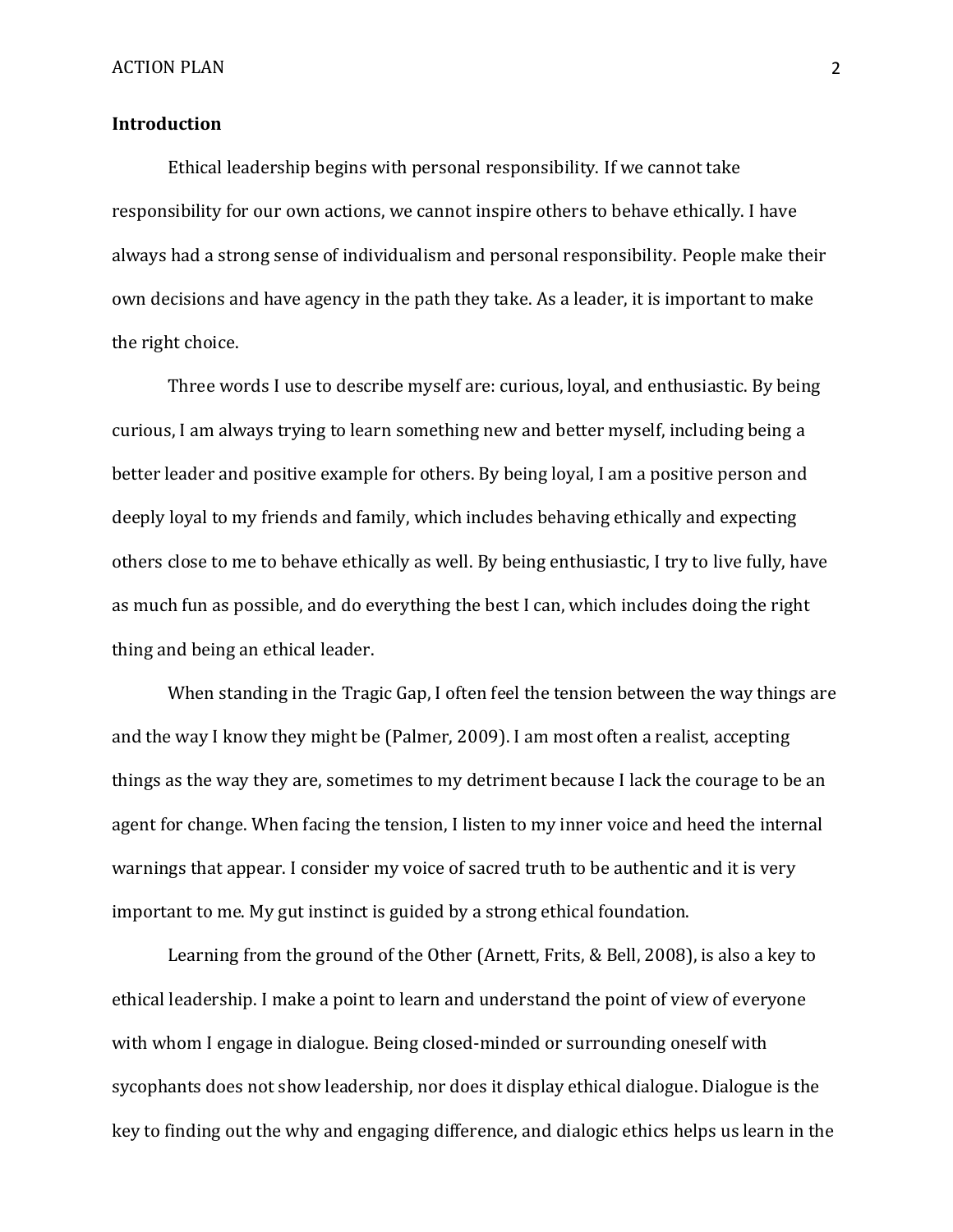## Introduction

Ethical leadership begins with personal responsibility. If we cannot take responsibility for our own actions, we cannot inspire others to behave ethically. I have always had a strong sense of individualism and personal responsibility. People make their own decisions and have agency in the path they take. As a leader, it is important to make the right choice.

Three words I use to describe myself are: curious, loyal, and enthusiastic. By being curious, I am always trying to learn something new and better myself, including being a better leader and positive example for others. By being loyal, I am a positive person and deeply loyal to my friends and family, which includes behaving ethically and expecting others close to me to behave ethically as well. By being enthusiastic, I try to live fully, have as much fun as possible, and do everything the best I can, which includes doing the right thing and being an ethical leader.

When standing in the Tragic Gap, I often feel the tension between the way things are and the way I know they might be (Palmer, 2009). I am most often a realist, accepting things as the way they are, sometimes to my detriment because I lack the courage to be an agent for change. When facing the tension, I listen to my inner voice and heed the internal warnings that appear. I consider my voice of sacred truth to be authentic and it is very important to me. My gut instinct is guided by a strong ethical foundation.

Learning from the ground of the Other (Arnett, Frits, & Bell, 2008), is also a key to ethical leadership. I make a point to learn and understand the point of view of everyone with whom I engage in dialogue. Being closed-minded or surrounding oneself with sycophants does not show leadership, nor does it display ethical dialogue. Dialogue is the key to finding out the why and engaging difference, and dialogic ethics helps us learn in the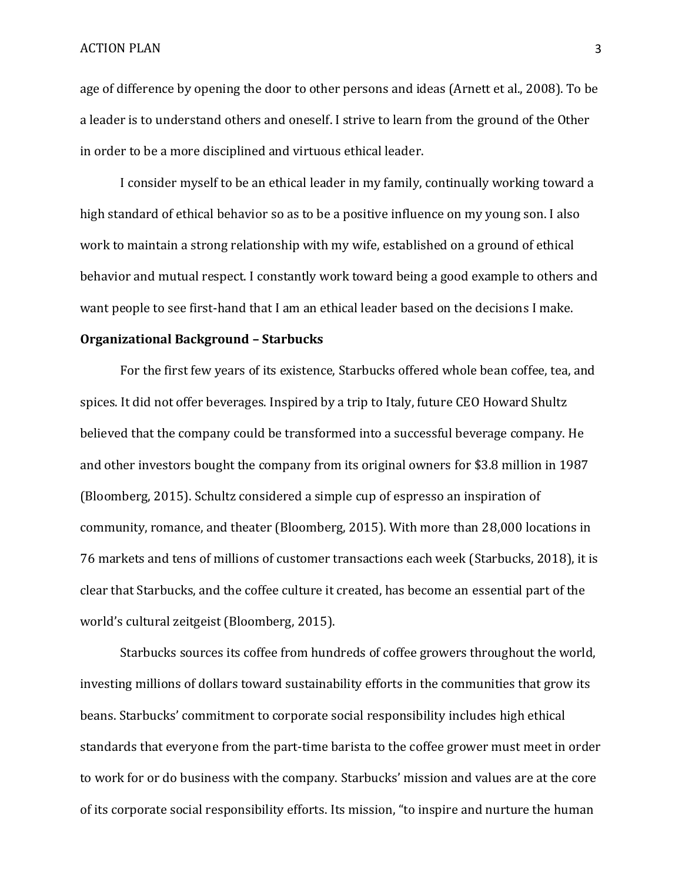age of difference by opening the door to other persons and ideas (Arnett et al., 2008). To be a leader is to understand others and oneself. I strive to learn from the ground of the Other in order to be a more disciplined and virtuous ethical leader.

I consider myself to be an ethical leader in my family, continually working toward a high standard of ethical behavior so as to be a positive influence on my young son. I also work to maintain a strong relationship with my wife, established on a ground of ethical behavior and mutual respect. I constantly work toward being a good example to others and want people to see first-hand that I am an ethical leader based on the decisions I make.

**Organizational Background – Starbucks**

For the first few years of its existence, Starbucks offered whole bean coffee, tea, and spices. It did not offer beverages. Inspired by a trip to Italy, future CEO Howard Shultz believed that the company could be transformed into a successful beverage company. He and other investors bought the company from its original owners for $3.8 million in 1987 (Bloomberg, 2015). Schultz considered a simple cup of espresso an inspiration of community, romance, and theater (Bloomberg, 2015). With more than 28,000 locations in 76 markets and tens of millions of customer transactions each week (Starbucks, 2018), it is clear that Starbucks, and the coffee culture it created, has become an essential part of the world's cultural zeitgeist (Bloomberg, 2015).

Starbucks sources its coffee from hundreds of coffee growers throughout the world, investing millions of dollars toward sustainability efforts in the communities that grow its beans. Starbucks' commitment to corporate social responsibility includes high ethical standards that everyone from the part-time barista to the coffee grower must meet in order to work for or do business with the company. Starbucks' mission and values are at the core of its corporate social responsibility efforts. Its mission, "to inspire and nurture the human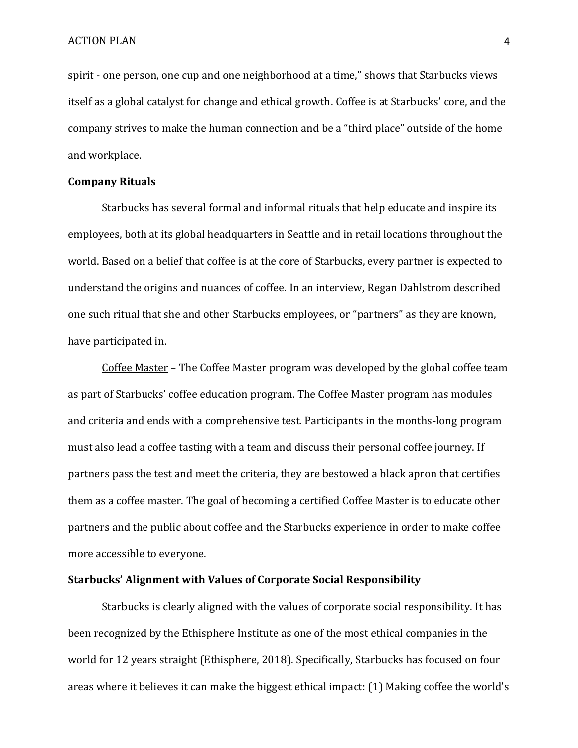spirit - one person, one cup and one neighborhood at a time," shows that Starbucks views itself as a global catalyst for change and ethical growth. Coffee is at Starbucks' core, and the company strives to make the human connection and be a "third place" outside of the home and workplace.

**Company Rituals**

Starbucks has several formal and informal rituals that help educate and inspire its employees, both at its global headquarters in Seattle and in retail locations throughout the world. Based on a belief that coffee is at the core of Starbucks, every partner is expected to understand the origins and nuances of coffee. In an interview, Regan Dahlstrom described one such ritual that she and other Starbucks employees, or "partners" as they are known, have participated in.

<u>Coffee Master</u> – The Coffee Master program was developed by the global coffee team as part of Starbucks' coffee education program. The Coffee Master program has modules and criteria and ends with a comprehensive test. Participants in the months-long program must also lead a coffee tasting with a team and discuss their personal coffee journey. If partners pass the test and meet the criteria, they are bestowed a black apron that certifies them as a coffee master. The goal of becoming a certified Coffee Master is to educate other partners and the public about coffee and the Starbucks experience in order to make coffee more accessible to everyone.

**Starbucks' Alignment with Values of Corporate Social Responsibility**

Starbucks is clearly aligned with the values of corporate social responsibility. It has been recognized by the Ethisphere Institute as one of the most ethical companies in the world for 12 years straight (Ethisphere, 2018). Specifically, Starbucks has focused on four areas where it believes it can make the biggest ethical impact: (1) Making coffee the world's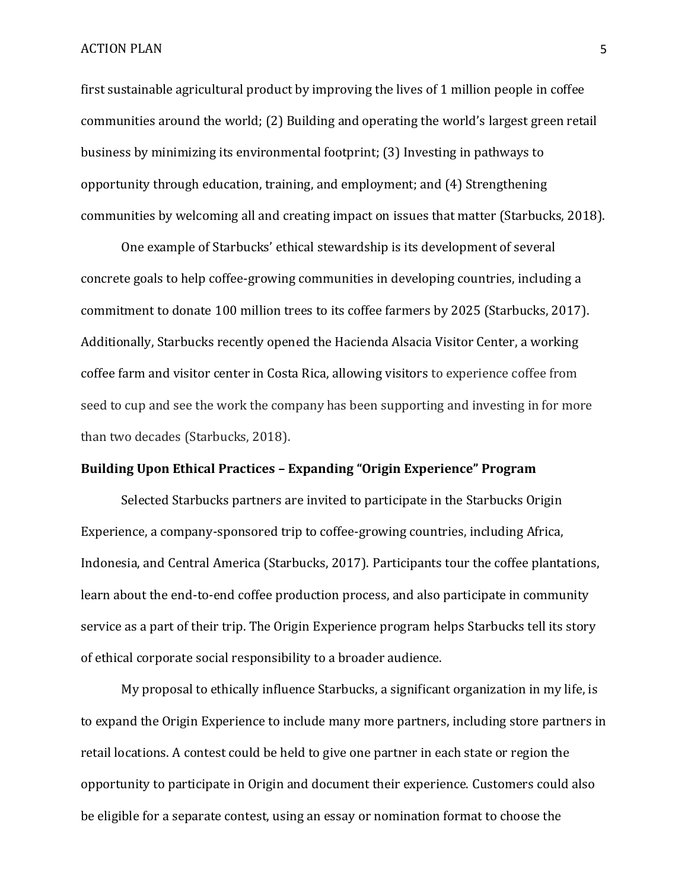first sustainable agricultural product by improving the lives of 1 million people in coffee communities around the world; (2) Building and operating the world's largest green retail business by minimizing its environmental footprint; (3) Investing in pathways to opportunity through education, training, and employment; and (4) Strengthening communities by welcoming all and creating impact on issues that matter (Starbucks, 2018).

One example of Starbucks' ethical stewardship is its development of several concrete goals to help coffee-growing communities in developing countries, including a commitment to donate 100 million trees to its coffee farmers by 2025 (Starbucks, 2017). Additionally, Starbucks recently opened the Hacienda Alsacia Visitor Center, a working coffee farm and visitor center in Costa Rica, allowing visitors to experience coffee from seed to cup and see the work the company has been supporting and investing in for more than two decades (Starbucks, 2018).

**Building Upon Ethical Practices – Expanding "Origin Experience" Program**

Selected Starbucks partners are invited to participate in the Starbucks Origin Experience, a company-sponsored trip to coffee-growing countries, including Africa, Indonesia, and Central America (Starbucks, 2017). Participants tour the coffee plantations, learn about the end-to-end coffee production process, and also participate in community service as a part of their trip. The Origin Experience program helps Starbucks tell its story of ethical corporate social responsibility to a broader audience.

My proposal to ethically influence Starbucks, a significant organization in my life, is to expand the Origin Experience to include many more partners, including store partners in retail locations. A contest could be held to give one partner in each state or region the opportunity to participate in Origin and document their experience. Customers could also be eligible for a separate contest, using an essay or nomination format to choose the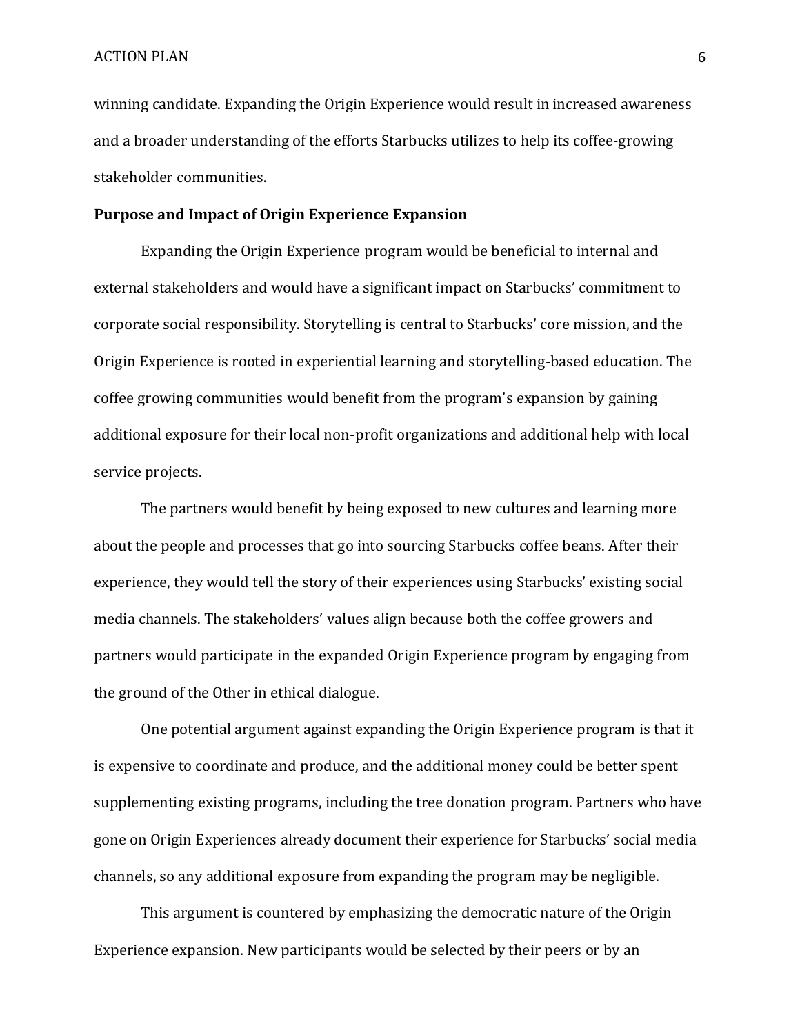winning candidate. Expanding the Origin Experience would result in increased awareness and a broader understanding of the efforts Starbucks utilizes to help its coffee-growing stakeholder communities.

**Purpose and Impact of Origin Experience Expansion**

Expanding the Origin Experience program would be beneficial to internal and external stakeholders and would have a significant impact on Starbucks' commitment to corporate social responsibility. Storytelling is central to Starbucks' core mission, and the Origin Experience is rooted in experiential learning and storytelling-based education. The coffee growing communities would benefit from the program's expansion by gaining additional exposure for their local non-profit organizations and additional help with local service projects.

The partners would benefit by being exposed to new cultures and learning more about the people and processes that go into sourcing Starbucks coffee beans. After their experience, they would tell the story of their experiences using Starbucks' existing social media channels. The stakeholders' values align because both the coffee growers and partners would participate in the expanded Origin Experience program by engaging from the ground of the Other in ethical dialogue.

One potential argument against expanding the Origin Experience program is that it is expensive to coordinate and produce, and the additional money could be better spent supplementing existing programs, including the tree donation program. Partners who have gone on Origin Experiences already document their experience for Starbucks' social media channels, so any additional exposure from expanding the program may be negligible.

This argument is countered by emphasizing the democratic nature of the Origin Experience expansion. New participants would be selected by their peers or by an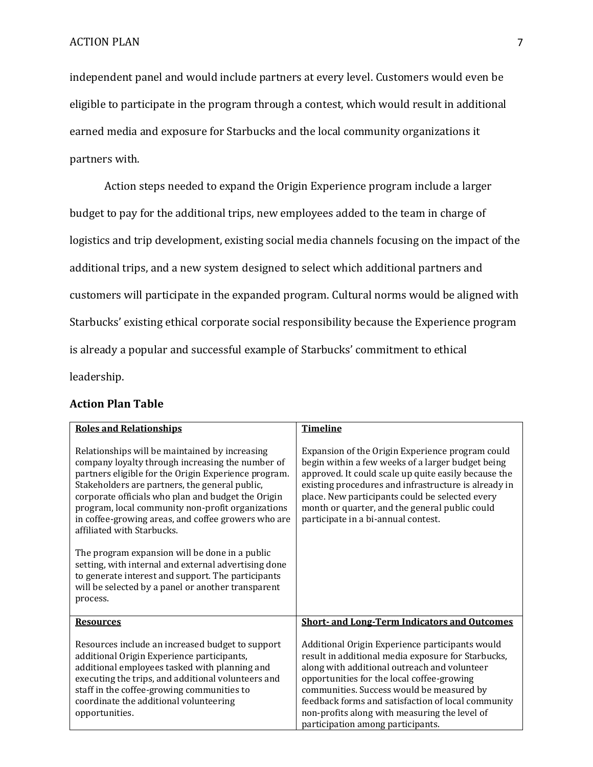independent panel and would include partners at every level. Customers would even be eligible to participate in the program through a contest, which would result in additional earned media and exposure for Starbucks and the local community organizations it partners with.

Action steps needed to expand the Origin Experience program include a larger budget to pay for the additional trips, new employees added to the team in charge of logistics and trip development, existing social media channels focusing on the impact of the additional trips, and a new system designed to select which additional partners and customers will participate in the expanded program. Cultural norms would be aligned with Starbucks' existing ethical corporate social responsibility because the Experience program is already a popular and successful example of Starbucks' commitment to ethical leadership.

### Action Plan Table

| **Roles and Relationships** | **Timeline** |
| --- | --- |
| Relationships will be maintained by increasing company loyalty through increasing the number of partners eligible for the Origin Experience program. Stakeholders are partners, the general public, corporate officials who plan and budget the Origin program, local community non-profit organizations in coffee-growing areas, and coffee growers who are affiliated with Starbucks.<br><br>The program expansion will be done in a public setting, with internal and external advertising done to generate interest and support. The participants will be selected by a panel or another transparent process. | Expansion of the Origin Experience program could begin within a few weeks of a larger budget being approved. It could scale up quite easily because the existing procedures and infrastructure is already in place. New participants could be selected every month or quarter, and the general public could participate in a bi-annual contest. |
| **Resources** | **Short- and Long-Term Indicators and Outcomes** |
| Resources include an increased budget to support additional Origin Experience participants, additional employees tasked with planning and executing the trips, and additional volunteers and staff in the coffee-growing communities to coordinate the additional volunteering opportunities. | Additional Origin Experience participants would result in additional media exposure for Starbucks, along with additional outreach and volunteer opportunities for the local coffee-growing communities. Success would be measured by feedback forms and satisfaction of local community non-profits along with measuring the level of participation among participants. |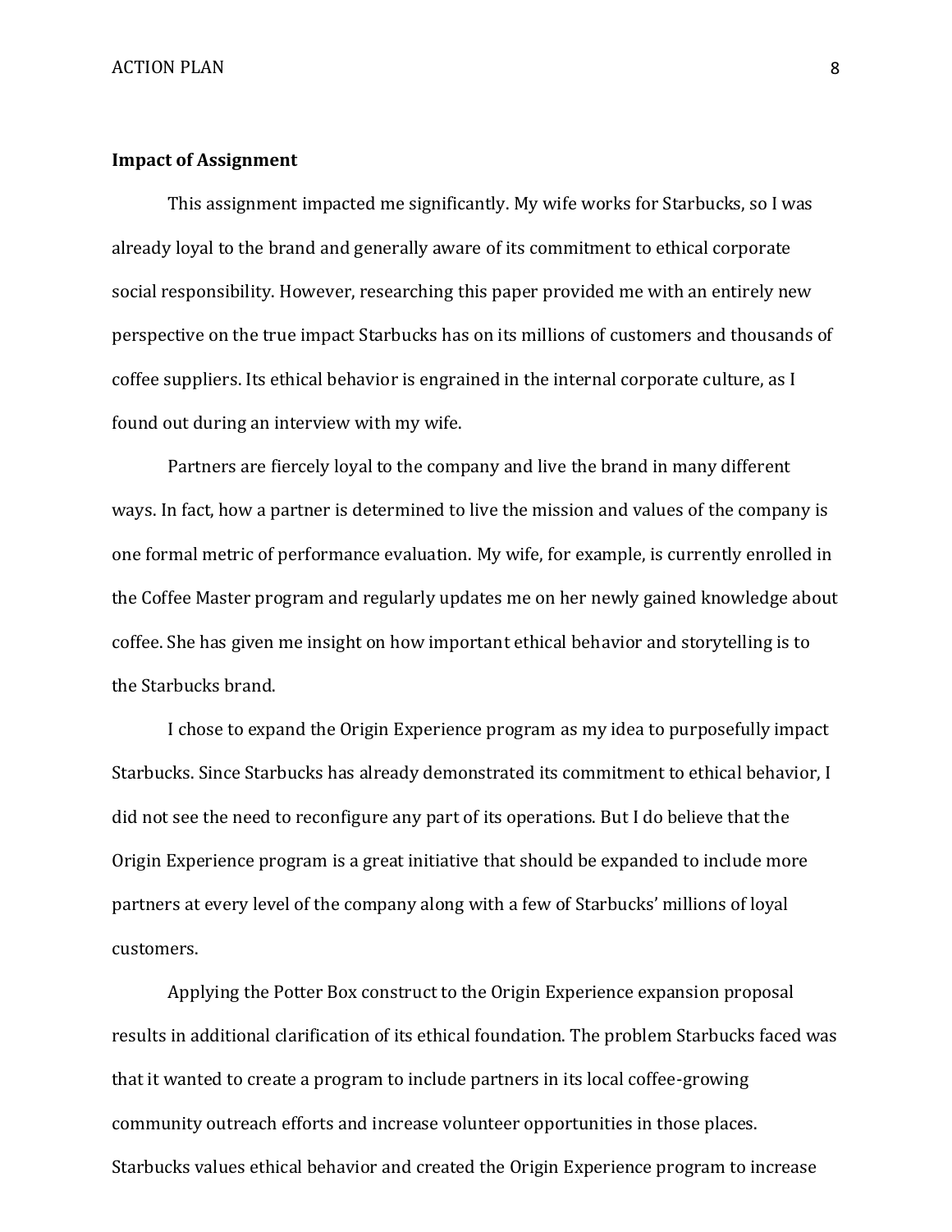**Impact of Assignment**

This assignment impacted me significantly. My wife works for Starbucks, so I was already loyal to the brand and generally aware of its commitment to ethical corporate social responsibility. However, researching this paper provided me with an entirely new perspective on the true impact Starbucks has on its millions of customers and thousands of coffee suppliers. Its ethical behavior is engrained in the internal corporate culture, as I found out during an interview with my wife.

Partners are fiercely loyal to the company and live the brand in many different ways. In fact, how a partner is determined to live the mission and values of the company is one formal metric of performance evaluation. My wife, for example, is currently enrolled in the Coffee Master program and regularly updates me on her newly gained knowledge about coffee. She has given me insight on how important ethical behavior and storytelling is to the Starbucks brand.

I chose to expand the Origin Experience program as my idea to purposefully impact Starbucks. Since Starbucks has already demonstrated its commitment to ethical behavior, I did not see the need to reconfigure any part of its operations. But I do believe that the Origin Experience program is a great initiative that should be expanded to include more partners at every level of the company along with a few of Starbucks' millions of loyal customers.

Applying the Potter Box construct to the Origin Experience expansion proposal results in additional clarification of its ethical foundation. The problem Starbucks faced was that it wanted to create a program to include partners in its local coffee-growing community outreach efforts and increase volunteer opportunities in those places. Starbucks values ethical behavior and created the Origin Experience program to increase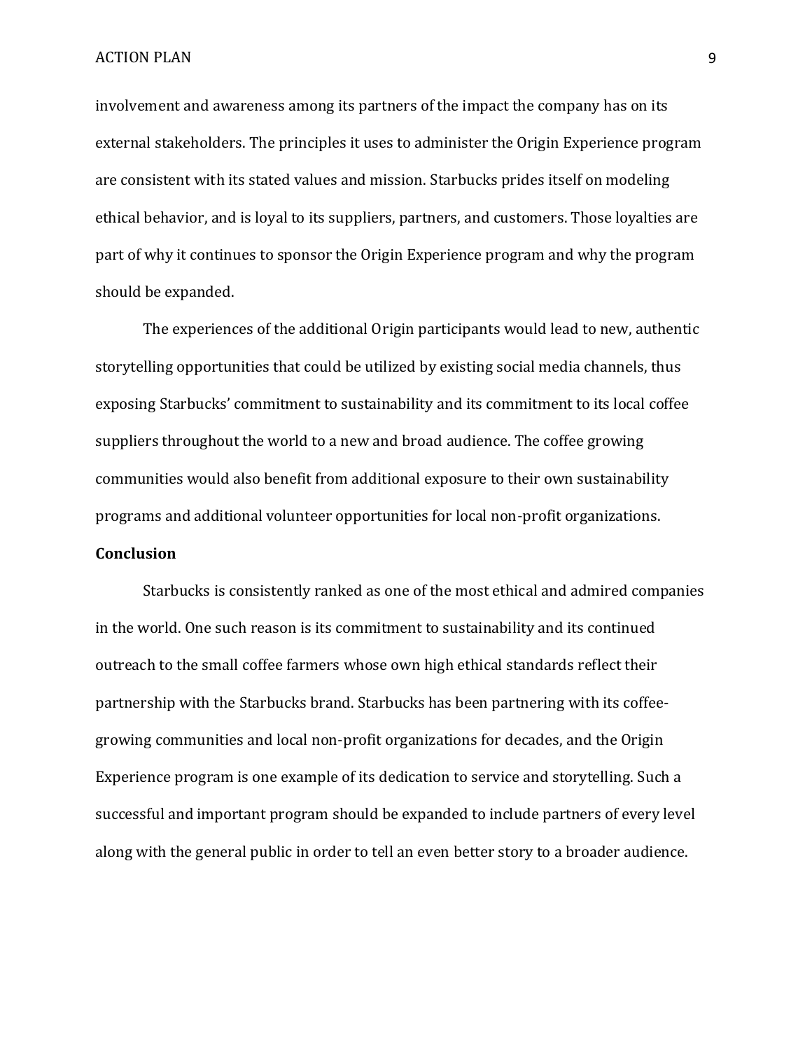involvement and awareness among its partners of the impact the company has on its external stakeholders. The principles it uses to administer the Origin Experience program are consistent with its stated values and mission. Starbucks prides itself on modeling ethical behavior, and is loyal to its suppliers, partners, and customers. Those loyalties are part of why it continues to sponsor the Origin Experience program and why the program should be expanded.

The experiences of the additional Origin participants would lead to new, authentic storytelling opportunities that could be utilized by existing social media channels, thus exposing Starbucks' commitment to sustainability and its commitment to its local coffee suppliers throughout the world to a new and broad audience. The coffee growing communities would also benefit from additional exposure to their own sustainability programs and additional volunteer opportunities for local non-profit organizations.

**Conclusion**

Starbucks is consistently ranked as one of the most ethical and admired companies in the world. One such reason is its commitment to sustainability and its continued outreach to the small coffee farmers whose own high ethical standards reflect their partnership with the Starbucks brand. Starbucks has been partnering with its coffee-growing communities and local non-profit organizations for decades, and the Origin Experience program is one example of its dedication to service and storytelling. Such a successful and important program should be expanded to include partners of every level along with the general public in order to tell an even better story to a broader audience.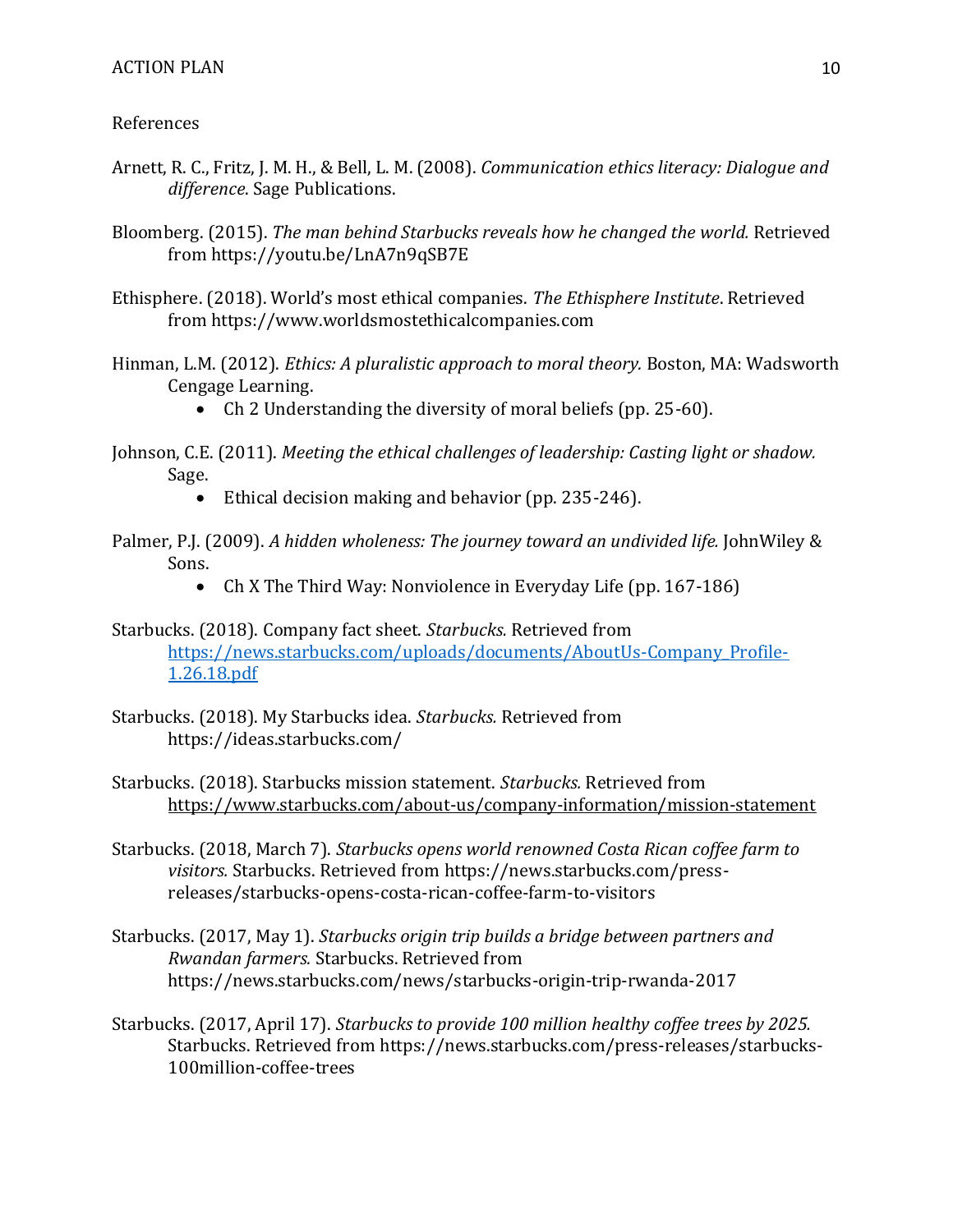References

Arnett, R. C., Fritz, J. M. H., & Bell, L. M. (2008). *Communication ethics literacy: Dialogue and difference*. Sage Publications.

Bloomberg. (2015). *The man behind Starbucks reveals how he changed the world.* Retrieved from https://youtu.be/LnA7n9qSB7E

Ethisphere. (2018). World's most ethical companies. *The Ethisphere Institute*. Retrieved from https://www.worldsmostethicalcompanies.com

Hinman, L.M. (2012). *Ethics: A pluralistic approach to moral theory.* Boston, MA: Wadsworth Cengage Learning.

- Ch 2 Understanding the diversity of moral beliefs (pp. 25-60).

Johnson, C.E. (2011). *Meeting the ethical challenges of leadership: Casting light or shadow.* Sage.

- Ethical decision making and behavior (pp. 235-246).

Palmer, P.J. (2009). *A hidden wholeness: The journey toward an undivided life.* JohnWiley & Sons.

- Ch X The Third Way: Nonviolence in Everyday Life (pp. 167-186)

Starbucks. (2018). Company fact sheet. *Starbucks.* Retrieved from https://news.starbucks.com/uploads/documents/AboutUs-Company_Profile-1.26.18.pdf

Starbucks. (2018). My Starbucks idea. *Starbucks.* Retrieved from https://ideas.starbucks.com/

Starbucks. (2018). Starbucks mission statement. *Starbucks.* Retrieved from https://www.starbucks.com/about-us/company-information/mission-statement

Starbucks. (2018, March 7). *Starbucks opens world renowned Costa Rican coffee farm to visitors.* Starbucks. Retrieved from https://news.starbucks.com/press-releases/starbucks-opens-costa-rican-coffee-farm-to-visitors

Starbucks. (2017, May 1). *Starbucks origin trip builds a bridge between partners and Rwandan farmers.* Starbucks. Retrieved from https://news.starbucks.com/news/starbucks-origin-trip-rwanda-2017

Starbucks. (2017, April 17). *Starbucks to provide 100 million healthy coffee trees by 2025.* Starbucks. Retrieved from https://news.starbucks.com/press-releases/starbucks-100million-coffee-trees